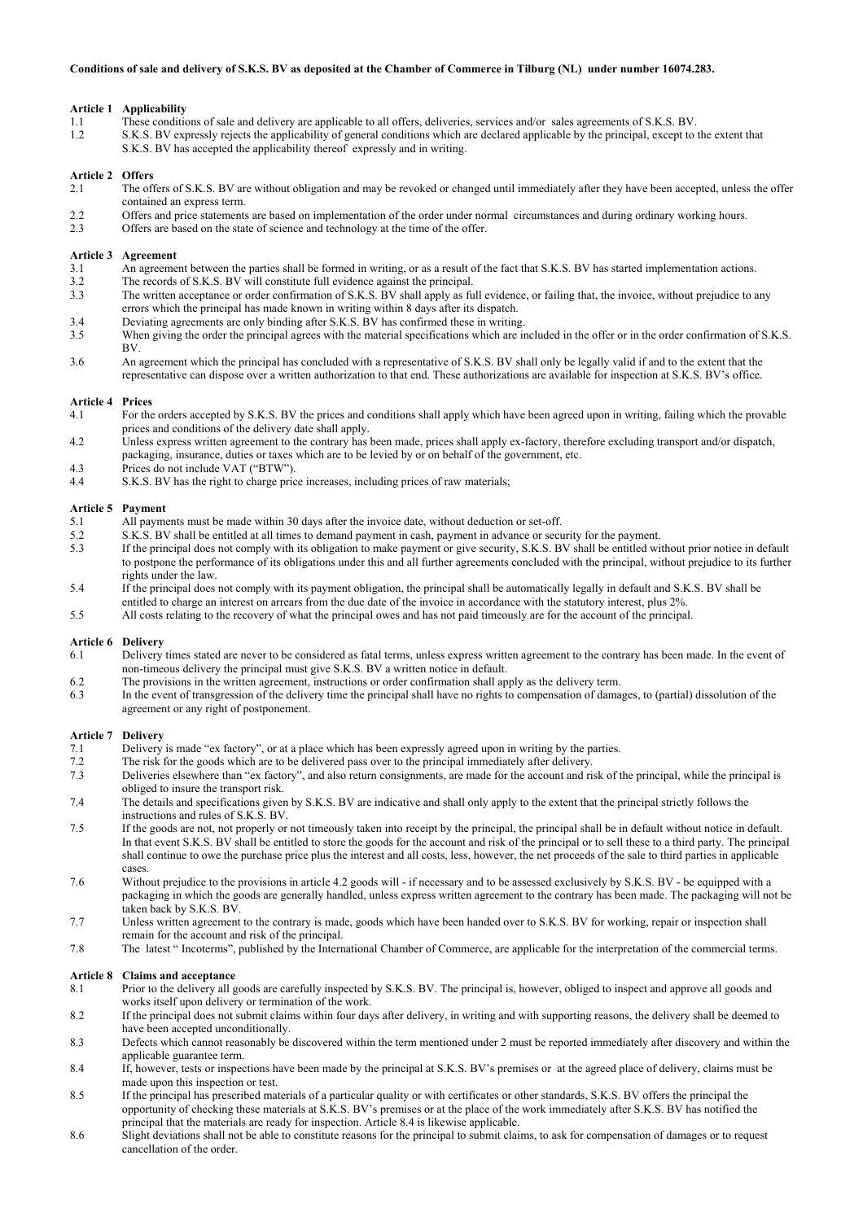**Conditions of sale and delivery of S.K.S. BV as deposited at the Chamber of Commerce in Tilburg (NL) under number 16074.283.**

**Article 1 Applicability**

1.1 These conditions of sale and delivery are applicable to all offers, deliveries, services and/or sales agreements of S.K.S. BV.

1.2 S.K.S. BV expressly rejects the applicability of general conditions which are declared applicable by the principal, except to the extent that S.K.S. BV has accepted the applicability thereof expressly and in writing.

**Article 2 Offers**

2.1 The offers of S.K.S. BV are without obligation and may be revoked or changed until immediately after they have been accepted, unless the offer contained an express term.

2.2 Offers and price statements are based on implementation of the order under normal circumstances and during ordinary working hours.

2.3 Offers are based on the state of science and technology at the time of the offer.

**Article 3 Agreement**

3.1 An agreement between the parties shall be formed in writing, or as a result of the fact that S.K.S. BV has started implementation actions.

3.2 The records of S.K.S. BV will constitute full evidence against the principal.

3.3 The written acceptance or order confirmation of S.K.S. BV shall apply as full evidence, or failing that, the invoice, without prejudice to any errors which the principal has made known in writing within 8 days after its dispatch.

3.4 Deviating agreements are only binding after S.K.S. BV has confirmed these in writing.

3.5 When giving the order the principal agrees with the material specifications which are included in the offer or in the order confirmation of S.K.S. BV.

3.6 An agreement which the principal has concluded with a representative of S.K.S. BV shall only be legally valid if and to the extent that the representative can dispose over a written authorization to that end. These authorizations are available for inspection at S.K.S. BV's office.

**Article 4 Prices**

4.1 For the orders accepted by S.K.S. BV the prices and conditions shall apply which have been agreed upon in writing, failing which the provable prices and conditions of the delivery date shall apply.

4.2 Unless express written agreement to the contrary has been made, prices shall apply ex-factory, therefore excluding transport and/or dispatch, packaging, insurance, duties or taxes which are to be levied by or on behalf of the government, etc.

4.3 Prices do not include VAT ("BTW").

4.4 S.K.S. BV has the right to charge price increases, including prices of raw materials;

**Article 5 Payment**

5.1 All payments must be made within 30 days after the invoice date, without deduction or set-off.

5.2 S.K.S. BV shall be entitled at all times to demand payment in cash, payment in advance or security for the payment.

5.3 If the principal does not comply with its obligation to make payment or give security, S.K.S. BV shall be entitled without prior notice in default to postpone the performance of its obligations under this and all further agreements concluded with the principal, without prejudice to its further rights under the law.

5.4 If the principal does not comply with its payment obligation, the principal shall be automatically legally in default and S.K.S. BV shall be entitled to charge an interest on arrears from the due date of the invoice in accordance with the statutory interest, plus 2%.

5.5 All costs relating to the recovery of what the principal owes and has not paid timeously are for the account of the principal.

**Article 6 Delivery**

6.1 Delivery times stated are never to be considered as fatal terms, unless express written agreement to the contrary has been made. In the event of non-timeous delivery the principal must give S.K.S. BV a written notice in default.

6.2 The provisions in the written agreement, instructions or order confirmation shall apply as the delivery term.

6.3 In the event of transgression of the delivery time the principal shall have no rights to compensation of damages, to (partial) dissolution of the agreement or any right of postponement.

**Article 7 Delivery**

7.1 Delivery is made "ex factory", or at a place which has been expressly agreed upon in writing by the parties.

7.2 The risk for the goods which are to be delivered pass over to the principal immediately after delivery.

7.3 Deliveries elsewhere than "ex factory", and also return consignments, are made for the account and risk of the principal, while the principal is obliged to insure the transport risk.

7.4 The details and specifications given by S.K.S. BV are indicative and shall only apply to the extent that the principal strictly follows the instructions and rules of S.K.S. BV.

7.5 If the goods are not, not properly or not timeously taken into receipt by the principal, the principal shall be in default without notice in default. In that event S.K.S. BV shall be entitled to store the goods for the account and risk of the principal or to sell these to a third party. The principal shall continue to owe the purchase price plus the interest and all costs, less, however, the net proceeds of the sale to third parties in applicable cases.

7.6 Without prejudice to the provisions in article 4.2 goods will - if necessary and to be assessed exclusively by S.K.S. BV - be equipped with a packaging in which the goods are generally handled, unless express written agreement to the contrary has been made. The packaging will not be taken back by S.K.S. BV.

7.7 Unless written agreement to the contrary is made, goods which have been handed over to S.K.S. BV for working, repair or inspection shall remain for the account and risk of the principal.

7.8 The latest " Incoterms", published by the International Chamber of Commerce, are applicable for the interpretation of the commercial terms.

**Article 8 Claims and acceptance**

8.1 Prior to the delivery all goods are carefully inspected by S.K.S. BV. The principal is, however, obliged to inspect and approve all goods and works itself upon delivery or termination of the work.

8.2 If the principal does not submit claims within four days after delivery, in writing and with supporting reasons, the delivery shall be deemed to have been accepted unconditionally.

8.3 Defects which cannot reasonably be discovered within the term mentioned under 2 must be reported immediately after discovery and within the applicable guarantee term.

8.4 If, however, tests or inspections have been made by the principal at S.K.S. BV's premises or at the agreed place of delivery, claims must be made upon this inspection or test.

8.5 If the principal has prescribed materials of a particular quality or with certificates or other standards, S.K.S. BV offers the principal the opportunity of checking these materials at S.K.S. BV's premises or at the place of the work immediately after S.K.S. BV has notified the principal that the materials are ready for inspection. Article 8.4 is likewise applicable.

8.6 Slight deviations shall not be able to constitute reasons for the principal to submit claims, to ask for compensation of damages or to request cancellation of the order.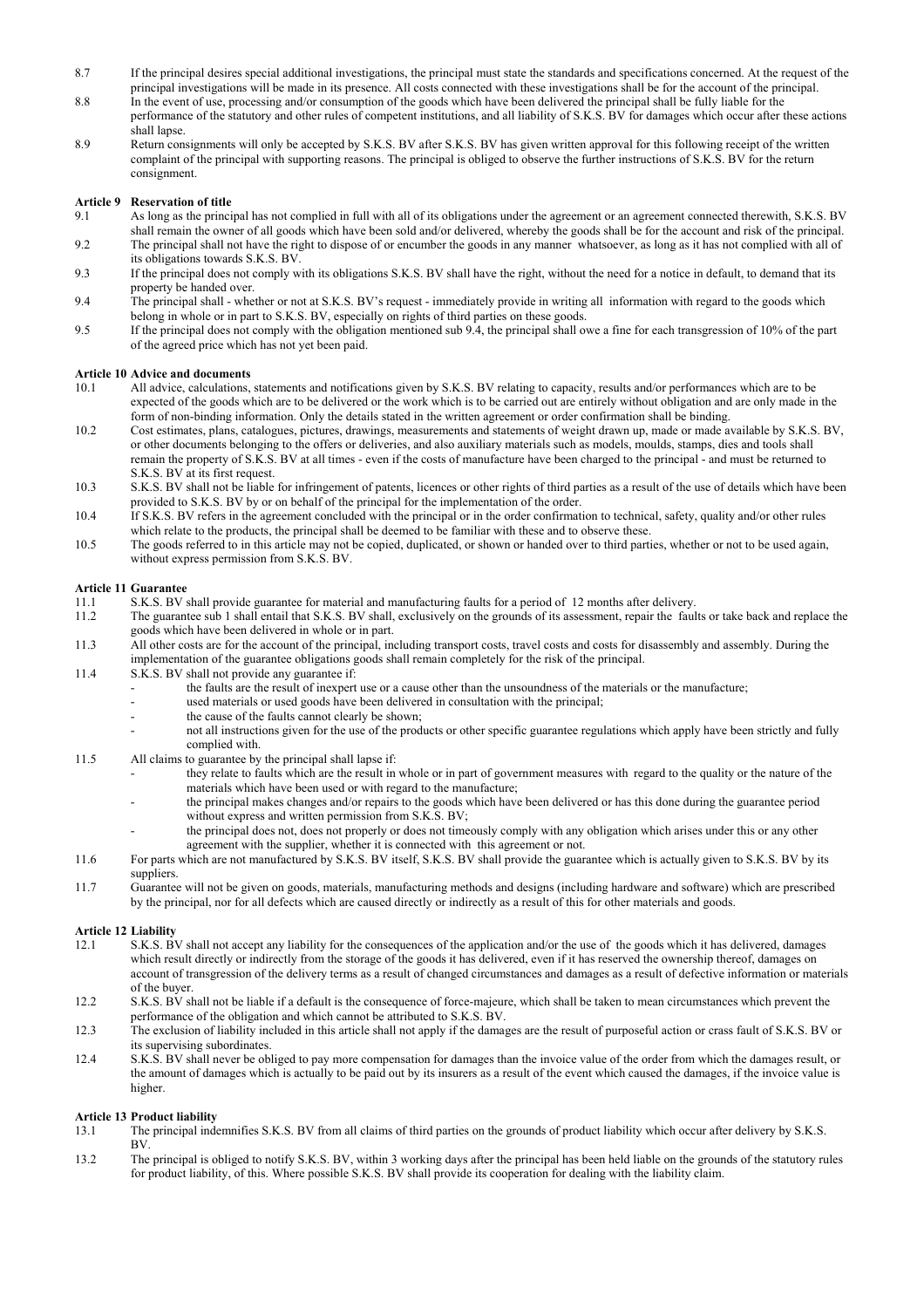8.7 If the principal desires special additional investigations, the principal must state the standards and specifications concerned. At the request of the principal investigations will be made in its presence. All costs connected with these investigations shall be for the account of the principal.

8.8 In the event of use, processing and/or consumption of the goods which have been delivered the principal shall be fully liable for the performance of the statutory and other rules of competent institutions, and all liability of S.K.S. BV for damages which occur after these actions shall lapse.

8.9 Return consignments will only be accepted by S.K.S. BV after S.K.S. BV has given written approval for this following receipt of the written complaint of the principal with supporting reasons. The principal is obliged to observe the further instructions of S.K.S. BV for the return consignment.

**Article 9 Reservation of title**

9.1 As long as the principal has not complied in full with all of its obligations under the agreement or an agreement connected therewith, S.K.S. BV shall remain the owner of all goods which have been sold and/or delivered, whereby the goods shall be for the account and risk of the principal.

9.2 The principal shall not have the right to dispose of or encumber the goods in any manner whatsoever, as long as it has not complied with all of its obligations towards S.K.S. BV.

9.3 If the principal does not comply with its obligations S.K.S. BV shall have the right, without the need for a notice in default, to demand that its property be handed over.

9.4 The principal shall - whether or not at S.K.S. BV's request - immediately provide in writing all information with regard to the goods which belong in whole or in part to S.K.S. BV, especially on rights of third parties on these goods.

9.5 If the principal does not comply with the obligation mentioned sub 9.4, the principal shall owe a fine for each transgression of 10% of the part of the agreed price which has not yet been paid.

**Article 10 Advice and documents**

10.1 All advice, calculations, statements and notifications given by S.K.S. BV relating to capacity, results and/or performances which are to be expected of the goods which are to be delivered or the work which is to be carried out are entirely without obligation and are only made in the form of non-binding information. Only the details stated in the written agreement or order confirmation shall be binding.

10.2 Cost estimates, plans, catalogues, pictures, drawings, measurements and statements of weight drawn up, made or made available by S.K.S. BV, or other documents belonging to the offers or deliveries, and also auxiliary materials such as models, moulds, stamps, dies and tools shall remain the property of S.K.S. BV at all times - even if the costs of manufacture have been charged to the principal - and must be returned to S.K.S. BV at its first request.

10.3 S.K.S. BV shall not be liable for infringement of patents, licences or other rights of third parties as a result of the use of details which have been provided to S.K.S. BV by or on behalf of the principal for the implementation of the order.

10.4 If S.K.S. BV refers in the agreement concluded with the principal or in the order confirmation to technical, safety, quality and/or other rules which relate to the products, the principal shall be deemed to be familiar with these and to observe these.

10.5 The goods referred to in this article may not be copied, duplicated, or shown or handed over to third parties, whether or not to be used again, without express permission from S.K.S. BV.

**Article 11 Guarantee**

11.1 S.K.S. BV shall provide guarantee for material and manufacturing faults for a period of 12 months after delivery.

11.2 The guarantee sub 1 shall entail that S.K.S. BV shall, exclusively on the grounds of its assessment, repair the faults or take back and replace the goods which have been delivered in whole or in part.

11.3 All other costs are for the account of the principal, including transport costs, travel costs and costs for disassembly and assembly. During the implementation of the guarantee obligations goods shall remain completely for the risk of the principal.

11.4 S.K.S. BV shall not provide any guarantee if:
- the faults are the result of inexpert use or a cause other than the unsoundness of the materials or the manufacture;
- used materials or used goods have been delivered in consultation with the principal;
- the cause of the faults cannot clearly be shown;
- not all instructions given for the use of the products or other specific guarantee regulations which apply have been strictly and fully complied with.

11.5 All claims to guarantee by the principal shall lapse if:
- they relate to faults which are the result in whole or in part of government measures with regard to the quality or the nature of the materials which have been used or with regard to the manufacture;
- the principal makes changes and/or repairs to the goods which have been delivered or has this done during the guarantee period without express and written permission from S.K.S. BV;
- the principal does not, does not properly or does not timeously comply with any obligation which arises under this or any other agreement with the supplier, whether it is connected with this agreement or not.

11.6 For parts which are not manufactured by S.K.S. BV itself, S.K.S. BV shall provide the guarantee which is actually given to S.K.S. BV by its suppliers.

11.7 Guarantee will not be given on goods, materials, manufacturing methods and designs (including hardware and software) which are prescribed by the principal, nor for all defects which are caused directly or indirectly as a result of this for other materials and goods.

**Article 12 Liability**

12.1 S.K.S. BV shall not accept any liability for the consequences of the application and/or the use of the goods which it has delivered, damages which result directly or indirectly from the storage of the goods it has delivered, even if it has reserved the ownership thereof, damages on account of transgression of the delivery terms as a result of changed circumstances and damages as a result of defective information or materials of the buyer.

12.2 S.K.S. BV shall not be liable if a default is the consequence of force-majeure, which shall be taken to mean circumstances which prevent the performance of the obligation and which cannot be attributed to S.K.S. BV.

12.3 The exclusion of liability included in this article shall not apply if the damages are the result of purposeful action or crass fault of S.K.S. BV or its supervising subordinates.

12.4 S.K.S. BV shall never be obliged to pay more compensation for damages than the invoice value of the order from which the damages result, or the amount of damages which is actually to be paid out by its insurers as a result of the event which caused the damages, if the invoice value is higher.

**Article 13 Product liability**

13.1 The principal indemnifies S.K.S. BV from all claims of third parties on the grounds of product liability which occur after delivery by S.K.S. BV.

13.2 The principal is obliged to notify S.K.S. BV, within 3 working days after the principal has been held liable on the grounds of the statutory rules for product liability, of this. Where possible S.K.S. BV shall provide its cooperation for dealing with the liability claim.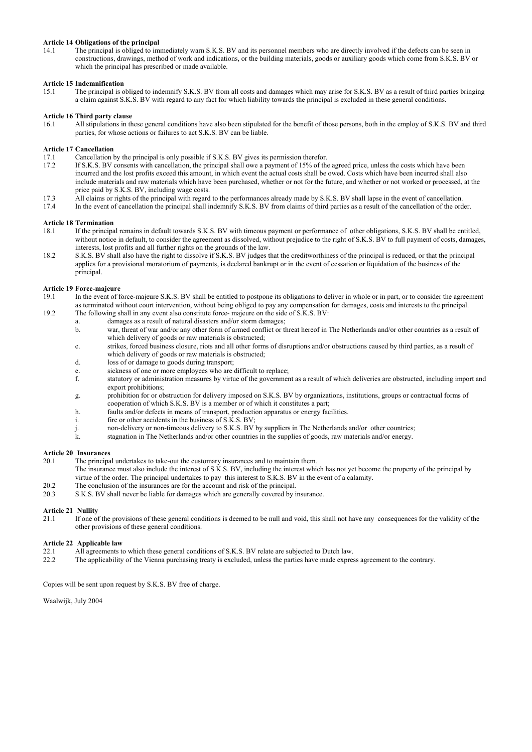**Article 14 Obligations of the principal**

14.1 The principal is obliged to immediately warn S.K.S. BV and its personnel members who are directly involved if the defects can be seen in constructions, drawings, method of work and indications, or the building materials, goods or auxiliary goods which come from S.K.S. BV or which the principal has prescribed or made available.

**Article 15 Indemnification**

15.1 The principal is obliged to indemnify S.K.S. BV from all costs and damages which may arise for S.K.S. BV as a result of third parties bringing a claim against S.K.S. BV with regard to any fact for which liability towards the principal is excluded in these general conditions.

**Article 16 Third party clause**

16.1 All stipulations in these general conditions have also been stipulated for the benefit of those persons, both in the employ of S.K.S. BV and third parties, for whose actions or failures to act S.K.S. BV can be liable.

**Article 17 Cancellation**

17.1 Cancellation by the principal is only possible if S.K.S. BV gives its permission therefor.

17.2 If S.K.S. BV consents with cancellation, the principal shall owe a payment of 15% of the agreed price, unless the costs which have been incurred and the lost profits exceed this amount, in which event the actual costs shall be owed. Costs which have been incurred shall also include materials and raw materials which have been purchased, whether or not for the future, and whether or not worked or processed, at the price paid by S.K.S. BV, including wage costs.

17.3 All claims or rights of the principal with regard to the performances already made by S.K.S. BV shall lapse in the event of cancellation.

17.4 In the event of cancellation the principal shall indemnify S.K.S. BV from claims of third parties as a result of the cancellation of the order.

**Article 18 Termination**

18.1 If the principal remains in default towards S.K.S. BV with timeous payment or performance of other obligations, S.K.S. BV shall be entitled, without notice in default, to consider the agreement as dissolved, without prejudice to the right of S.K.S. BV to full payment of costs, damages, interests, lost profits and all further rights on the grounds of the law.

18.2 S.K.S. BV shall also have the right to dissolve if S.K.S. BV judges that the creditworthiness of the principal is reduced, or that the principal applies for a provisional moratorium of payments, is declared bankrupt or in the event of cessation or liquidation of the business of the principal.

**Article 19 Force-majeure**

19.1 In the event of force-majeure S.K.S. BV shall be entitled to postpone its obligations to deliver in whole or in part, or to consider the agreement as terminated without court intervention, without being obliged to pay any compensation for damages, costs and interests to the principal.

19.2 The following shall in any event also constitute force- majeure on the side of S.K.S. BV:

- a. damages as a result of natural disasters and/or storm damages;
- b. war, threat of war and/or any other form of armed conflict or threat hereof in The Netherlands and/or other countries as a result of which delivery of goods or raw materials is obstructed;
- c. strikes, forced business closure, riots and all other forms of disruptions and/or obstructions caused by third parties, as a result of which delivery of goods or raw materials is obstructed;
- d. loss of or damage to goods during transport;
- e. sickness of one or more employees who are difficult to replace;
- f. statutory or administration measures by virtue of the government as a result of which deliveries are obstructed, including import and export prohibitions;
- g. prohibition for or obstruction for delivery imposed on S.K.S. BV by organizations, institutions, groups or contractual forms of cooperation of which S.K.S. BV is a member or of which it constitutes a part;
- h. faults and/or defects in means of transport, production apparatus or energy facilities.
- i. fire or other accidents in the business of S.K.S. BV;
- j. non-delivery or non-timeous delivery to S.K.S. BV by suppliers in The Netherlands and/or other countries;
- k. stagnation in The Netherlands and/or other countries in the supplies of goods, raw materials and/or energy.

**Article 20 Insurances**

20.1 The principal undertakes to take-out the customary insurances and to maintain them.
The insurance must also include the interest of S.K.S. BV, including the interest which has not yet become the property of the principal by virtue of the order. The principal undertakes to pay this interest to S.K.S. BV in the event of a calamity.

20.2 The conclusion of the insurances are for the account and risk of the principal.

20.3 S.K.S. BV shall never be liable for damages which are generally covered by insurance.

**Article 21 Nullity**

21.1 If one of the provisions of these general conditions is deemed to be null and void, this shall not have any consequences for the validity of the other provisions of these general conditions.

**Article 22 Applicable law**

22.1 All agreements to which these general conditions of S.K.S. BV relate are subjected to Dutch law.

22.2 The applicability of the Vienna purchasing treaty is excluded, unless the parties have made express agreement to the contrary.

Copies will be sent upon request by S.K.S. BV free of charge.

Waalwijk, July 2004